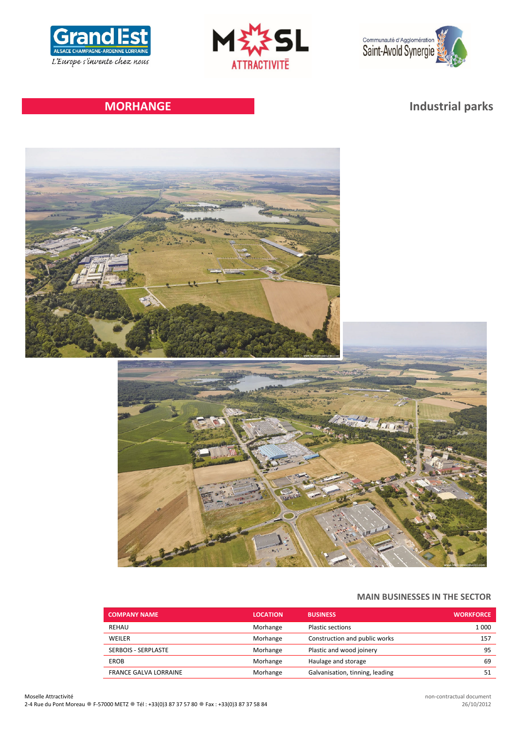# MORHANGE

## Industrial parks

### MAIN BUSINESSES IN THE SECTOR

| COMPANY NAME | LOCATION | BUSINESS | WORKFORCE |
|---|---|---|---|
| REHAU | Morhange | Plastic sections | 1 000 |
| WEILER | Morhange | Construction and public works | 157 |
| SERBOIS - SERPLASTE | Morhange | Plastic and wood joinery | 95 |
| EROB | Morhange | Haulage and storage | 69 |
| FRANCE GALVA LORRAINE | Morhange | Galvanisation, tinning, leading | 51 |

Moselle Attractivité
2-4 Rue du Pont Moreau ● F-57000 METZ ● Tél : +33(0)3 87 37 57 80 ● Fax : +33(0)3 87 37 58 84

non-contractual document
26/10/2012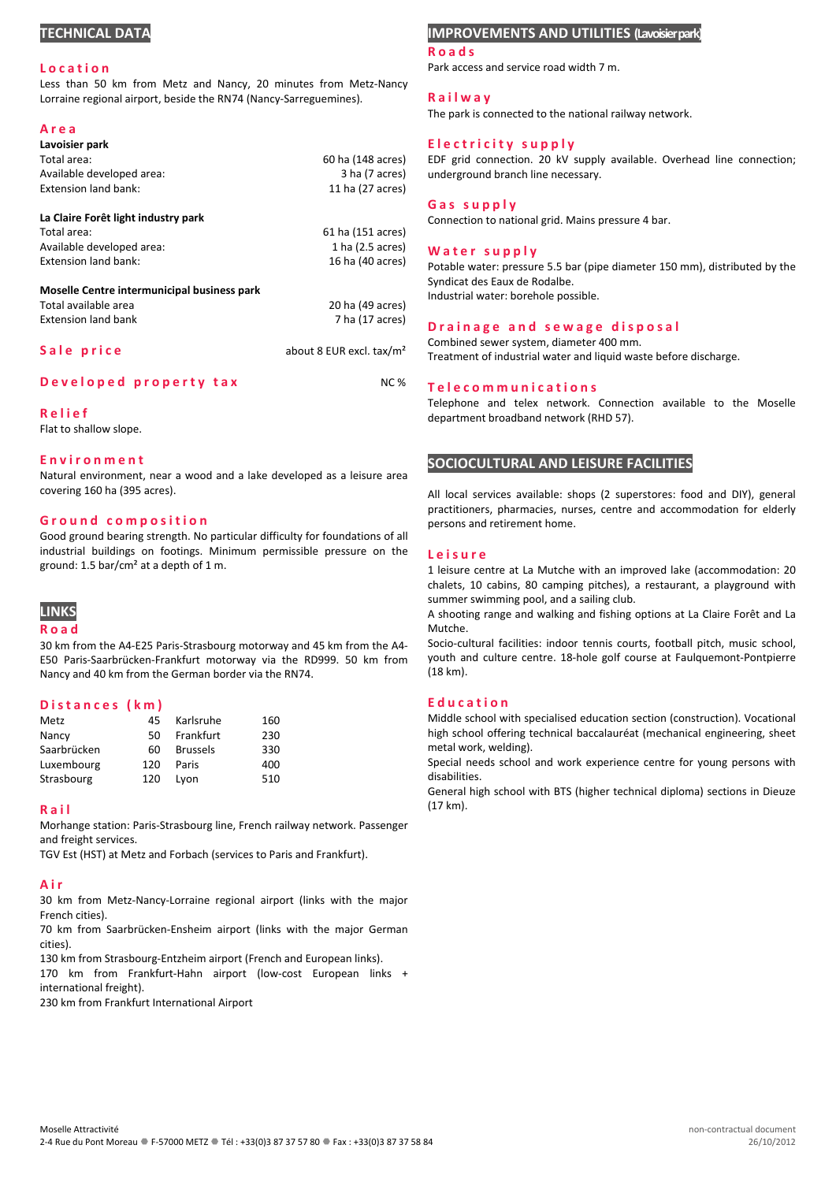## TECHNICAL DATA

### Location

Less than 50 km from Metz and Nancy, 20 minutes from Metz-Nancy Lorraine regional airport, beside the RN74 (Nancy-Sarreguemines).

### Area

**Lavoisier park**

| | |
|---|---|
| Total area: | 60 ha (148 acres) |
| Available developed area: | 3 ha (7 acres) |
| Extension land bank: | 11 ha (27 acres) |

**La Claire Forêt light industry park**

| | |
|---|---|
| Total area: | 61 ha (151 acres) |
| Available developed area: | 1 ha (2.5 acres) |
| Extension land bank: | 16 ha (40 acres) |

**Moselle Centre intermunicipal business park**

| | |
|---|---|
| Total available area | 20 ha (49 acres) |
| Extension land bank | 7 ha (17 acres) |

### Sale price

about 8 EUR excl. tax/m²

### Developed property tax

NC %

### Relief

Flat to shallow slope.

### Environment

Natural environment, near a wood and a lake developed as a leisure area covering 160 ha (395 acres).

### Ground composition

Good ground bearing strength. No particular difficulty for foundations of all industrial buildings on footings. Minimum permissible pressure on the ground: 1.5 bar/cm² at a depth of 1 m.

## LINKS

### Road

30 km from the A4-E25 Paris-Strasbourg motorway and 45 km from the A4-E50 Paris-Saarbrücken-Frankfurt motorway via the RD999. 50 km from Nancy and 40 km from the German border via the RN74.

### Distances (km)

| | | | |
|---|---|---|---|
| Metz | 45 | Karlsruhe | 160 |
| Nancy | 50 | Frankfurt | 230 |
| Saarbrücken | 60 | Brussels | 330 |
| Luxembourg | 120 | Paris | 400 |
| Strasbourg | 120 | Lyon | 510 |

### Rail

Morhange station: Paris-Strasbourg line, French railway network. Passenger and freight services.

TGV Est (HST) at Metz and Forbach (services to Paris and Frankfurt).

### Air

30 km from Metz-Nancy-Lorraine regional airport (links with the major French cities).

70 km from Saarbrücken-Ensheim airport (links with the major German cities).

130 km from Strasbourg-Entzheim airport (French and European links).

170 km from Frankfurt-Hahn airport (low-cost European links + international freight).

230 km from Frankfurt International Airport

## IMPROVEMENTS AND UTILITIES (Lavoisier park)

### Roads

Park access and service road width 7 m.

### Railway

The park is connected to the national railway network.

### Electricity supply

EDF grid connection. 20 kV supply available. Overhead line connection; underground branch line necessary.

### Gas supply

Connection to national grid. Mains pressure 4 bar.

### Water supply

Potable water: pressure 5.5 bar (pipe diameter 150 mm), distributed by the Syndicat des Eaux de Rodalbe.

Industrial water: borehole possible.

### Drainage and sewage disposal

Combined sewer system, diameter 400 mm.

Treatment of industrial water and liquid waste before discharge.

### Telecommunications

Telephone and telex network. Connection available to the Moselle department broadband network (RHD 57).

## SOCIOCULTURAL AND LEISURE FACILITIES

All local services available: shops (2 superstores: food and DIY), general practitioners, pharmacies, nurses, centre and accommodation for elderly persons and retirement home.

### Leisure

1 leisure centre at La Mutche with an improved lake (accommodation: 20 chalets, 10 cabins, 80 camping pitches), a restaurant, a playground with summer swimming pool, and a sailing club.

A shooting range and walking and fishing options at La Claire Forêt and La Mutche.

Socio-cultural facilities: indoor tennis courts, football pitch, music school, youth and culture centre. 18-hole golf course at Faulquemont-Pontpierre (18 km).

### Education

Middle school with specialised education section (construction). Vocational high school offering technical baccalauréat (mechanical engineering, sheet metal work, welding).

Special needs school and work experience centre for young persons with disabilities.

General high school with BTS (higher technical diploma) sections in Dieuze (17 km).

Moselle Attractivité
2-4 Rue du Pont Moreau ● F-57000 METZ ● Tél : +33(0)3 87 37 57 80 ● Fax : +33(0)3 87 37 58 84

non-contractual document
26/10/2012